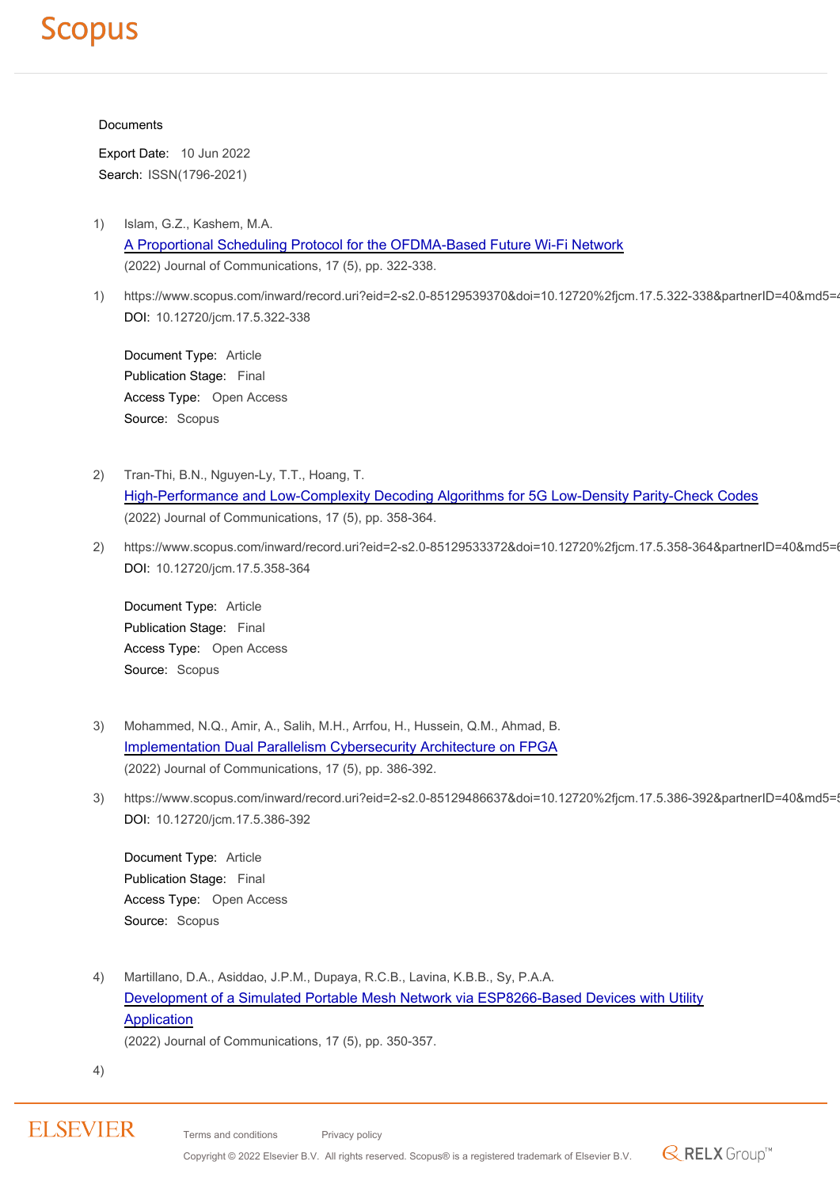Documents

Export Date: 10 Jun 2022

Search: ISSN(1796-2021)

1) Islam, G.Z., Kashem, M.A.
[A Proportional Scheduling Protocol for the OFDMA-Based Future Wi-Fi Network](https://www.scopus.com/inward/record.uri?eid=2-s2.0-85129539370&doi=10.12720%2fjcm.17.5.322-338&partnerID=40&md5=4)
(2022) Journal of Communications, 17 (5), pp. 322-338.

1) https://www.scopus.com/inward/record.uri?eid=2-s2.0-85129539370&doi=10.12720%2fjcm.17.5.322-338&partnerID=40&md5=4
**DOI:** 10.12720/jcm.17.5.322-338

**Document Type:** Article
**Publication Stage:** Final
**Access Type:** Open Access
**Source:** Scopus

2) Tran-Thi, B.N., Nguyen-Ly, T.T., Hoang, T.
[High-Performance and Low-Complexity Decoding Algorithms for 5G Low-Density Parity-Check Codes](https://www.scopus.com/inward/record.uri?eid=2-s2.0-85129533372&doi=10.12720%2fjcm.17.5.358-364&partnerID=40&md5=6)
(2022) Journal of Communications, 17 (5), pp. 358-364.

2) https://www.scopus.com/inward/record.uri?eid=2-s2.0-85129533372&doi=10.12720%2fjcm.17.5.358-364&partnerID=40&md5=6
**DOI:** 10.12720/jcm.17.5.358-364

**Document Type:** Article
**Publication Stage:** Final
**Access Type:** Open Access
**Source:** Scopus

3) Mohammed, N.Q., Amir, A., Salih, M.H., Arrfou, H., Hussein, Q.M., Ahmad, B.
[Implementation Dual Parallelism Cybersecurity Architecture on FPGA](https://www.scopus.com/inward/record.uri?eid=2-s2.0-85129486637&doi=10.12720%2fjcm.17.5.386-392&partnerID=40&md5=5)
(2022) Journal of Communications, 17 (5), pp. 386-392.

3) https://www.scopus.com/inward/record.uri?eid=2-s2.0-85129486637&doi=10.12720%2fjcm.17.5.386-392&partnerID=40&md5=5
**DOI:** 10.12720/jcm.17.5.386-392

**Document Type:** Article
**Publication Stage:** Final
**Access Type:** Open Access
**Source:** Scopus

4) Martillano, D.A., Asiddao, J.P.M., Dupaya, R.C.B., Lavina, K.B.B., Sy, P.A.A.
Development of a Simulated Portable Mesh Network via ESP8266-Based Devices with Utility Application
(2022) Journal of Communications, 17 (5), pp. 350-357.

4)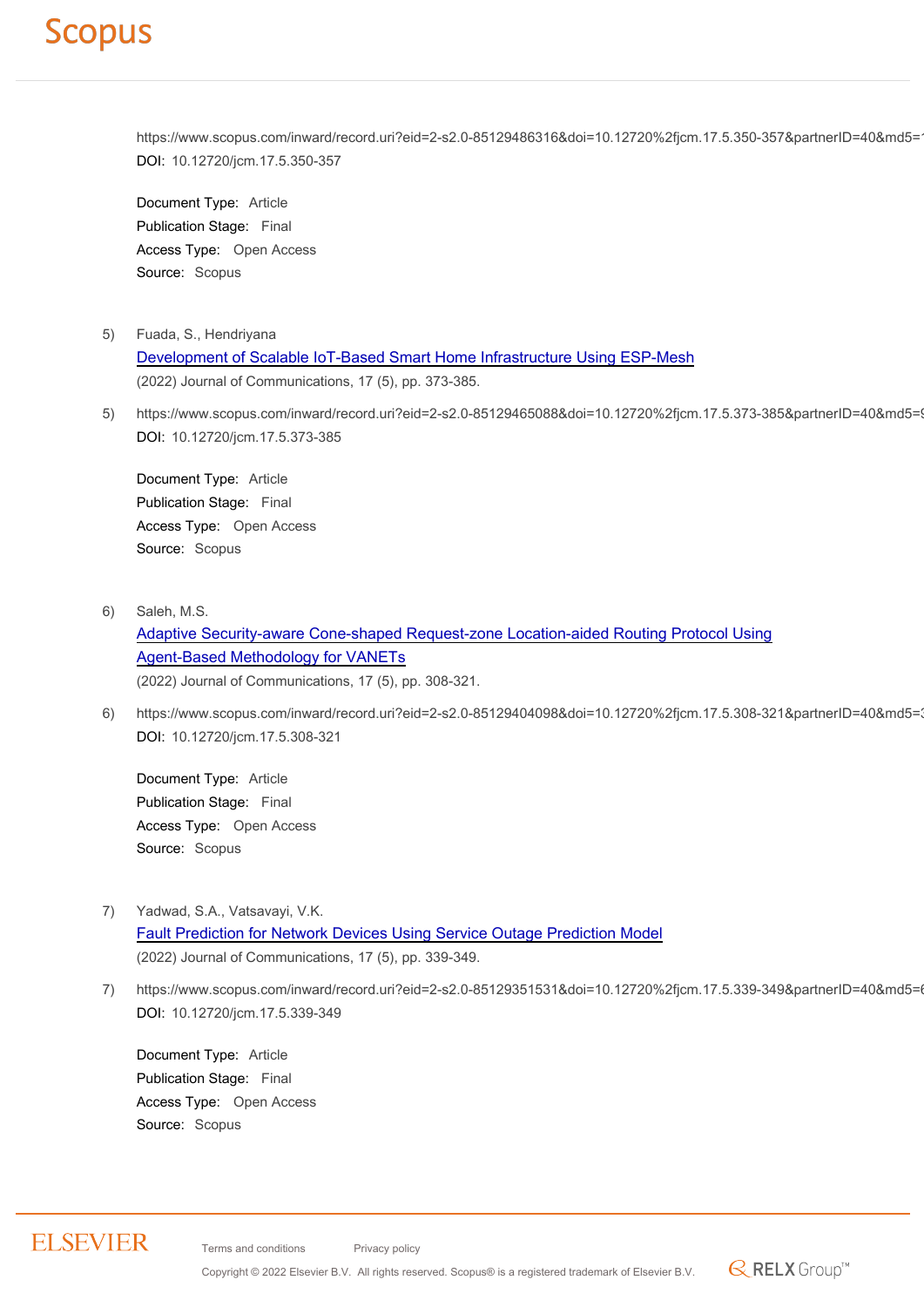https://www.scopus.com/inward/record.uri?eid=2-s2.0-85129486316&doi=10.12720%2fjcm.17.5.350-357&partnerID=40&md5=
DOI: 10.12720/jcm.17.5.350-357

Document Type: Article
Publication Stage: Final
Access Type: Open Access
Source: Scopus

5) Fuada, S., Hendriyana
[Development of Scalable IoT-Based Smart Home Infrastructure Using ESP-Mesh]
(2022) Journal of Communications, 17 (5), pp. 373-385.

5) https://www.scopus.com/inward/record.uri?eid=2-s2.0-85129465088&doi=10.12720%2fjcm.17.5.373-385&partnerID=40&md5=
DOI: 10.12720/jcm.17.5.373-385

Document Type: Article
Publication Stage: Final
Access Type: Open Access
Source: Scopus

6) Saleh, M.S.
[Adaptive Security-aware Cone-shaped Request-zone Location-aided Routing Protocol Using Agent-Based Methodology for VANETs]
(2022) Journal of Communications, 17 (5), pp. 308-321.

6) https://www.scopus.com/inward/record.uri?eid=2-s2.0-85129404098&doi=10.12720%2fjcm.17.5.308-321&partnerID=40&md5=
DOI: 10.12720/jcm.17.5.308-321

Document Type: Article
Publication Stage: Final
Access Type: Open Access
Source: Scopus

7) Yadwad, S.A., Vatsavayi, V.K.
[Fault Prediction for Network Devices Using Service Outage Prediction Model]
(2022) Journal of Communications, 17 (5), pp. 339-349.

7) https://www.scopus.com/inward/record.uri?eid=2-s2.0-85129351531&doi=10.12720%2fjcm.17.5.339-349&partnerID=40&md5=
DOI: 10.12720/jcm.17.5.339-349

Document Type: Article
Publication Stage: Final
Access Type: Open Access
Source: Scopus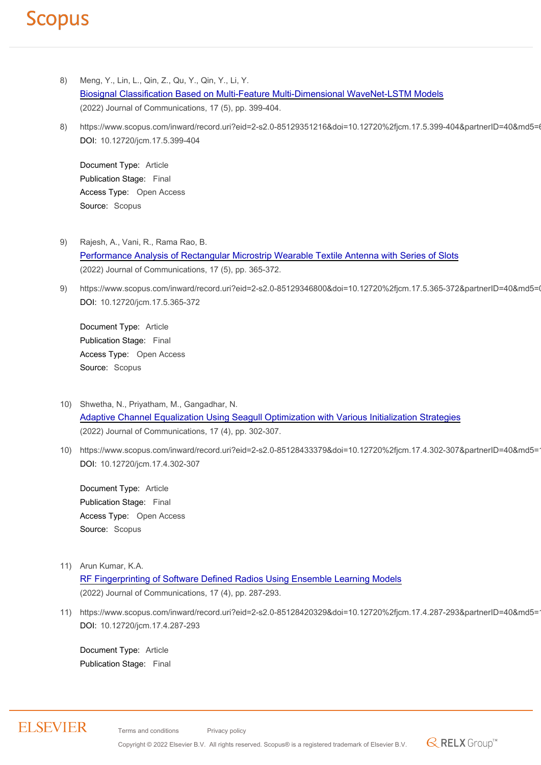8) Meng, Y., Lin, L., Qin, Z., Qu, Y., Qin, Y., Li, Y.
[Biosignal Classification Based on Multi-Feature Multi-Dimensional WaveNet-LSTM Models]
(2022) Journal of Communications, 17 (5), pp. 399-404.

8) https://www.scopus.com/inward/record.uri?eid=2-s2.0-85129351216&doi=10.12720%2fjcm.17.5.399-404&partnerID=40&md5=6
DOI: 10.12720/jcm.17.5.399-404

Document Type: Article
Publication Stage: Final
Access Type: Open Access
Source: Scopus

9) Rajesh, A., Vani, R., Rama Rao, B.
[Performance Analysis of Rectangular Microstrip Wearable Textile Antenna with Series of Slots]
(2022) Journal of Communications, 17 (5), pp. 365-372.

9) https://www.scopus.com/inward/record.uri?eid=2-s2.0-85129346800&doi=10.12720%2fjcm.17.5.365-372&partnerID=40&md5=0
DOI: 10.12720/jcm.17.5.365-372

Document Type: Article
Publication Stage: Final
Access Type: Open Access
Source: Scopus

10) Shwetha, N., Priyatham, M., Gangadhar, N.
[Adaptive Channel Equalization Using Seagull Optimization with Various Initialization Strategies]
(2022) Journal of Communications, 17 (4), pp. 302-307.

10) https://www.scopus.com/inward/record.uri?eid=2-s2.0-85128433379&doi=10.12720%2fjcm.17.4.302-307&partnerID=40&md5=1
DOI: 10.12720/jcm.17.4.302-307

Document Type: Article
Publication Stage: Final
Access Type: Open Access
Source: Scopus

11) Arun Kumar, K.A.
[RF Fingerprinting of Software Defined Radios Using Ensemble Learning Models]
(2022) Journal of Communications, 17 (4), pp. 287-293.

11) https://www.scopus.com/inward/record.uri?eid=2-s2.0-85128420329&doi=10.12720%2fjcm.17.4.287-293&partnerID=40&md5=1
DOI: 10.12720/jcm.17.4.287-293

Document Type: Article
Publication Stage: Final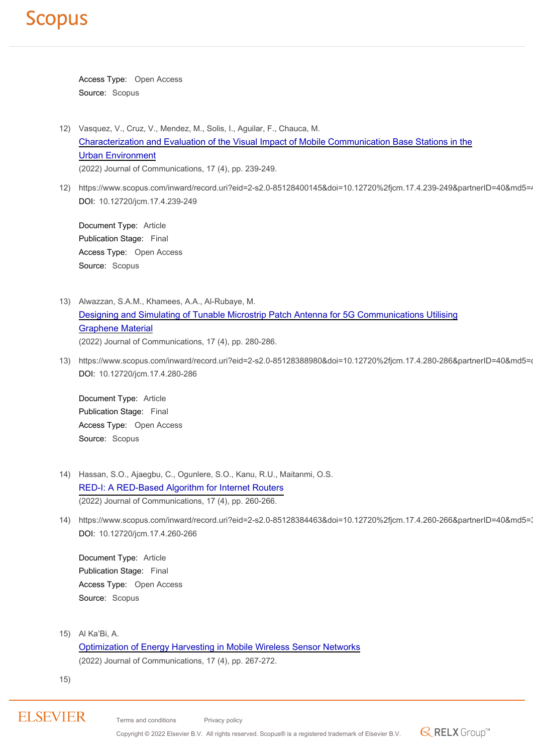Access Type: Open Access
Source: Scopus

12) Vasquez, V., Cruz, V., Mendez, M., Solis, I., Aguilar, F., Chauca, M.
[Characterization and Evaluation of the Visual Impact of Mobile Communication Base Stations in the Urban Environment]
(2022) Journal of Communications, 17 (4), pp. 239-249.

12) https://www.scopus.com/inward/record.uri?eid=2-s2.0-85128400145&doi=10.12720%2fjcm.17.4.239-249&partnerID=40&md5=4
DOI: 10.12720/jcm.17.4.239-249

Document Type: Article
Publication Stage: Final
Access Type: Open Access
Source: Scopus

13) Alwazzan, S.A.M., Khamees, A.A., Al-Rubaye, M.
[Designing and Simulating of Tunable Microstrip Patch Antenna for 5G Communications Utilising Graphene Material]
(2022) Journal of Communications, 17 (4), pp. 280-286.

13) https://www.scopus.com/inward/record.uri?eid=2-s2.0-85128388980&doi=10.12720%2fjcm.17.4.280-286&partnerID=40&md5=c
DOI: 10.12720/jcm.17.4.280-286

Document Type: Article
Publication Stage: Final
Access Type: Open Access
Source: Scopus

14) Hassan, S.O., Ajaegbu, C., Ogunlere, S.O., Kanu, R.U., Maitanmi, O.S.
[RED-I: A RED-Based Algorithm for Internet Routers]
(2022) Journal of Communications, 17 (4), pp. 260-266.

14) https://www.scopus.com/inward/record.uri?eid=2-s2.0-85128384463&doi=10.12720%2fjcm.17.4.260-266&partnerID=40&md5=3
DOI: 10.12720/jcm.17.4.260-266

Document Type: Article
Publication Stage: Final
Access Type: Open Access
Source: Scopus

15) Al Ka'Bi, A.
[Optimization of Energy Harvesting in Mobile Wireless Sensor Networks]
(2022) Journal of Communications, 17 (4), pp. 267-272.

15)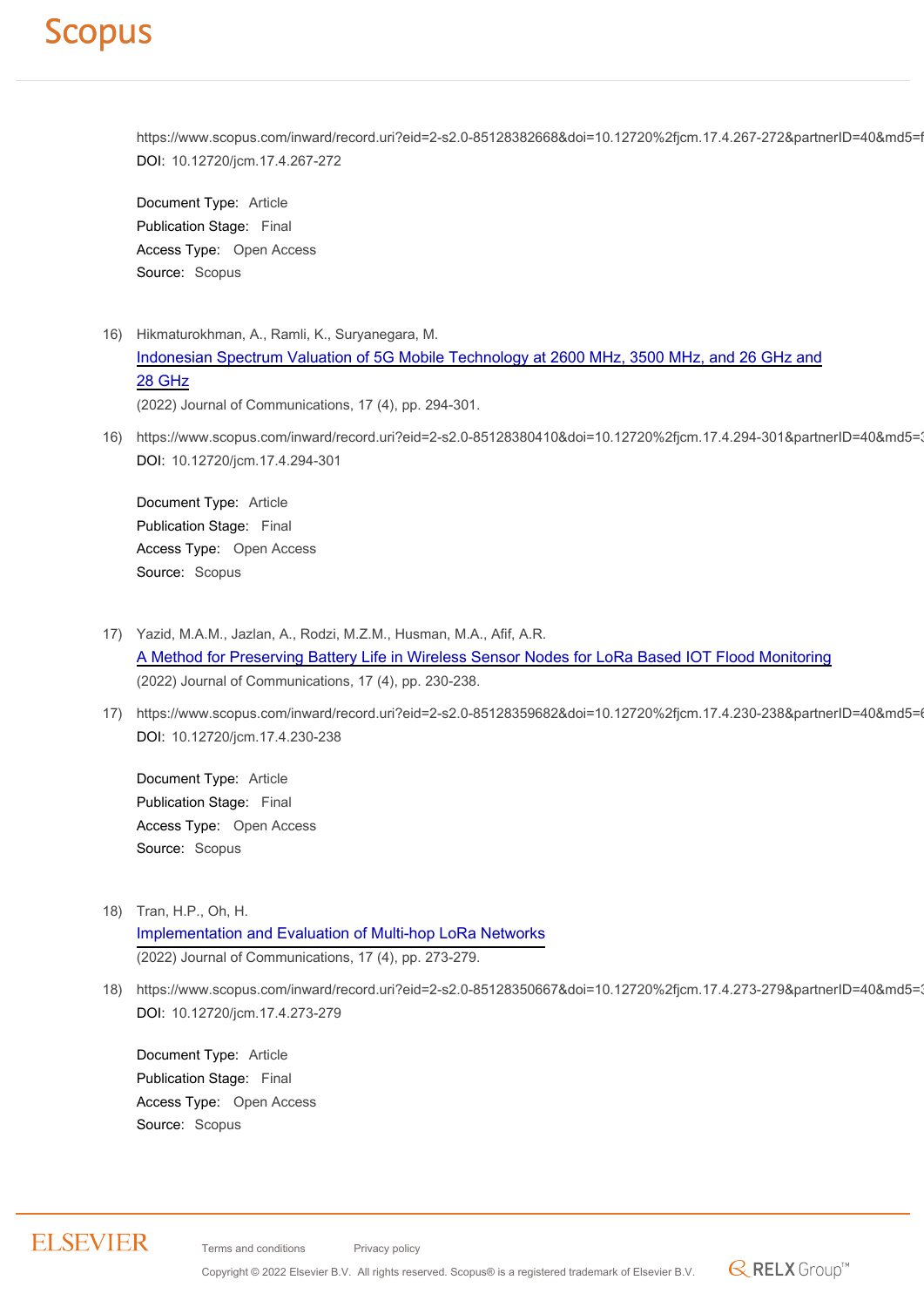https://www.scopus.com/inward/record.uri?eid=2-s2.0-85128382668&doi=10.12720%2fjcm.17.4.267-272&partnerID=40&md5=f

**DOI:** 10.12720/jcm.17.4.267-272

Document Type: Article
Publication Stage: Final
Access Type: Open Access
Source: Scopus

16) Hikmaturokhman, A., Ramli, K., Suryanegara, M.
[Indonesian Spectrum Valuation of 5G Mobile Technology at 2600 MHz, 3500 MHz, and 26 GHz and 28 GHz]
(2022) Journal of Communications, 17 (4), pp. 294-301.

16) https://www.scopus.com/inward/record.uri?eid=2-s2.0-85128380410&doi=10.12720%2fjcm.17.4.294-301&partnerID=40&md5=3
DOI: 10.12720/jcm.17.4.294-301

Document Type: Article
Publication Stage: Final
Access Type: Open Access
Source: Scopus

17) Yazid, M.A.M., Jazlan, A., Rodzi, M.Z.M., Husman, M.A., Afif, A.R.
[A Method for Preserving Battery Life in Wireless Sensor Nodes for LoRa Based IOT Flood Monitoring]
(2022) Journal of Communications, 17 (4), pp. 230-238.

17) https://www.scopus.com/inward/record.uri?eid=2-s2.0-85128359682&doi=10.12720%2fjcm.17.4.230-238&partnerID=40&md5=6
DOI: 10.12720/jcm.17.4.230-238

Document Type: Article
Publication Stage: Final
Access Type: Open Access
Source: Scopus

18) Tran, H.P., Oh, H.
[Implementation and Evaluation of Multi-hop LoRa Networks]
(2022) Journal of Communications, 17 (4), pp. 273-279.

18) https://www.scopus.com/inward/record.uri?eid=2-s2.0-85128350667&doi=10.12720%2fjcm.17.4.273-279&partnerID=40&md5=3
DOI: 10.12720/jcm.17.4.273-279

Document Type: Article
Publication Stage: Final
Access Type: Open Access
Source: Scopus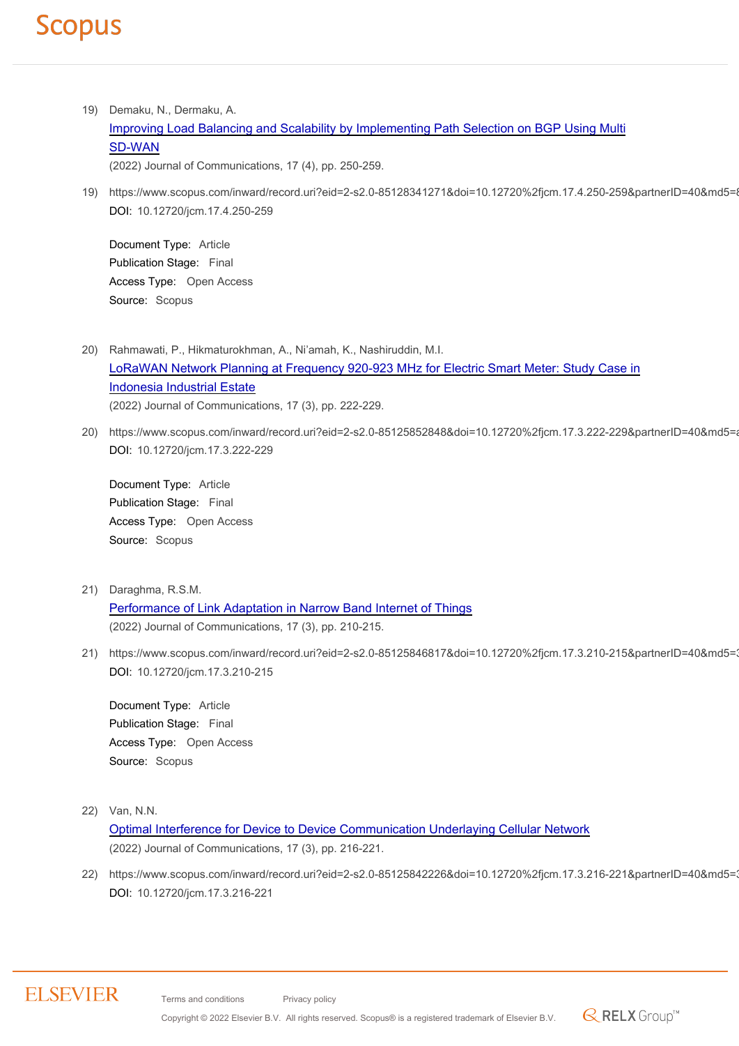19) Demaku, N., Dermaku, A.
[Improving Load Balancing and Scalability by Implementing Path Selection on BGP Using Multi SD-WAN]
(2022) Journal of Communications, 17 (4), pp. 250-259.

19) https://www.scopus.com/inward/record.uri?eid=2-s2.0-85128341271&doi=10.12720%2fjcm.17.4.250-259&partnerID=40&md5=8
DOI: 10.12720/jcm.17.4.250-259

Document Type: Article
Publication Stage: Final
Access Type: Open Access
Source: Scopus

20) Rahmawati, P., Hikmaturokhman, A., Ni'amah, K., Nashiruddin, M.I.
[LoRaWAN Network Planning at Frequency 920-923 MHz for Electric Smart Meter: Study Case in Indonesia Industrial Estate]
(2022) Journal of Communications, 17 (3), pp. 222-229.

20) https://www.scopus.com/inward/record.uri?eid=2-s2.0-85125852848&doi=10.12720%2fjcm.17.3.222-229&partnerID=40&md5=a
DOI: 10.12720/jcm.17.3.222-229

Document Type: Article
Publication Stage: Final
Access Type: Open Access
Source: Scopus

21) Daraghma, R.S.M.
[Performance of Link Adaptation in Narrow Band Internet of Things]
(2022) Journal of Communications, 17 (3), pp. 210-215.

21) https://www.scopus.com/inward/record.uri?eid=2-s2.0-85125846817&doi=10.12720%2fjcm.17.3.210-215&partnerID=40&md5=3
DOI: 10.12720/jcm.17.3.210-215

Document Type: Article
Publication Stage: Final
Access Type: Open Access
Source: Scopus

22) Van, N.N.
[Optimal Interference for Device to Device Communication Underlaying Cellular Network]
(2022) Journal of Communications, 17 (3), pp. 216-221.

22) https://www.scopus.com/inward/record.uri?eid=2-s2.0-85125842226&doi=10.12720%2fjcm.17.3.216-221&partnerID=40&md5=3
DOI: 10.12720/jcm.17.3.216-221